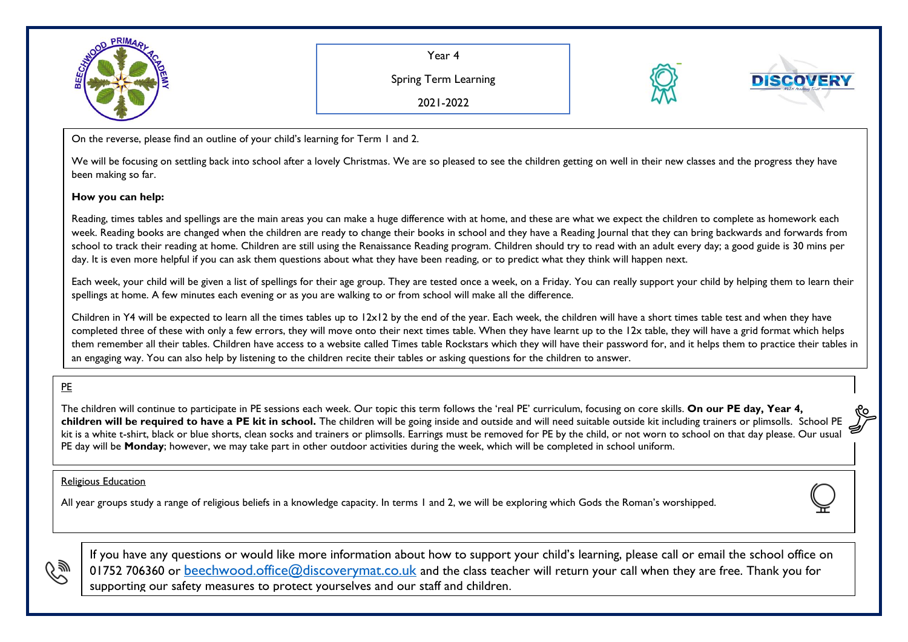Year 4

Spring Term Learning

2021-2022

On the reverse, please find an outline of your child's learning for Term 1 and 2.

We will be focusing on settling back into school after a lovely Christmas. We are so pleased to see the children getting on well in their new classes and the progress they have been making so far.

**How you can help:**

Reading, times tables and spellings are the main areas you can make a huge difference with at home, and these are what we expect the children to complete as homework each week. Reading books are changed when the children are ready to change their books in school and they have a Reading Journal that they can bring backwards and forwards from school to track their reading at home. Children are still using the Renaissance Reading program. Children should try to read with an adult every day; a good guide is 30 mins per day. It is even more helpful if you can ask them questions about what they have been reading, or to predict what they think will happen next.

Each week, your child will be given a list of spellings for their age group. They are tested once a week, on a Friday. You can really support your child by helping them to learn their spellings at home. A few minutes each evening or as you are walking to or from school will make all the difference.

Children in Y4 will be expected to learn all the times tables up to 12x12 by the end of the year. Each week, the children will have a short times table test and when they have completed three of these with only a few errors, they will move onto their next times table. When they have learnt up to the 12x table, they will have a grid format which helps them remember all their tables. Children have access to a website called Times table Rockstars which they will have their password for, and it helps them to practice their tables in an engaging way. You can also help by listening to the children recite their tables or asking questions for the children to answer.

PE

The children will continue to participate in PE sessions each week. Our topic this term follows the 'real PE' curriculum, focusing on core skills. **On our PE day, Year 4, children will be required to have a PE kit in school.** The children will be going inside and outside and will need suitable outside kit including trainers or plimsolls. School PE kit is a white t-shirt, black or blue shorts, clean socks and trainers or plimsolls. Earrings must be removed for PE by the child, or not worn to school on that day please. Our usual PE day will be **Monday**; however, we may take part in other outdoor activities during the week, which will be completed in school uniform.

Religious Education

All year groups study a range of religious beliefs in a knowledge capacity. In terms 1 and 2, we will be exploring which Gods the Roman's worshipped.

If you have any questions or would like more information about how to support your child's learning, please call or email the school office on 01752 706360 or beechwood.office@discoverymat.co.uk and the class teacher will return your call when they are free. Thank you for supporting our safety measures to protect yourselves and our staff and children.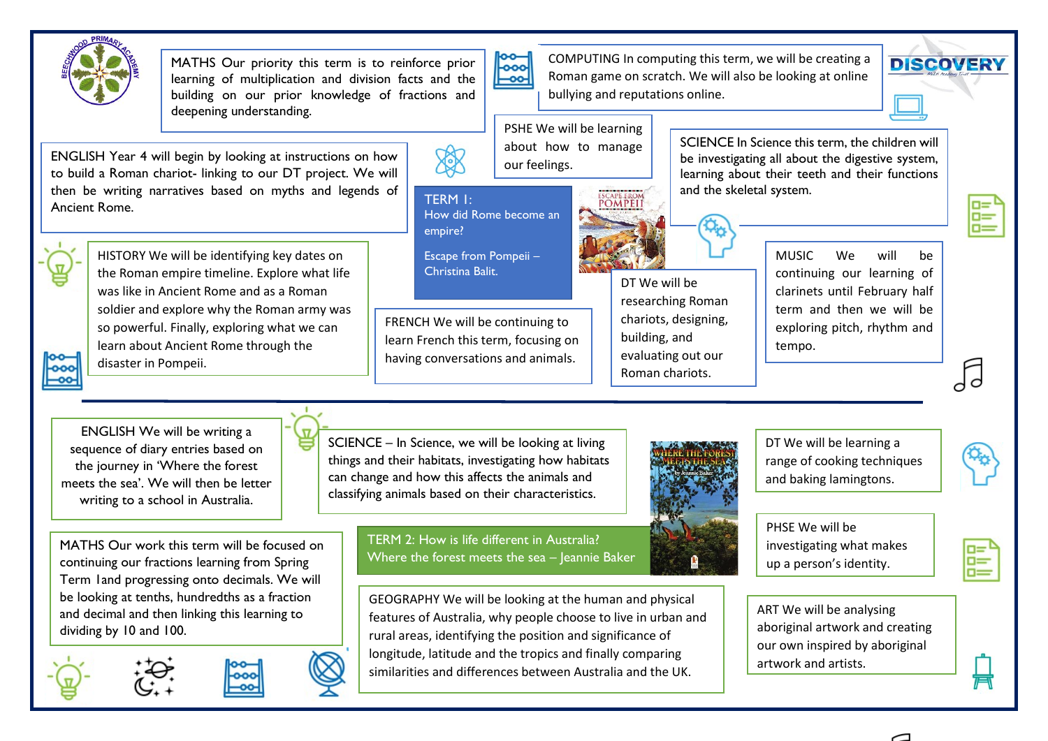## TERM 1: How did Rome become an empire?

Escape from Pompeii – Christina Balit.

**MATHS** Our priority this term is to reinforce prior learning of multiplication and division facts and the building on our prior knowledge of fractions and deepening understanding.

**COMPUTING** In computing this term, we will be creating a Roman game on scratch. We will also be looking at online bullying and reputations online.

**ENGLISH** Year 4 will begin by looking at instructions on how to build a Roman chariot- linking to our DT project. We will then be writing narratives based on myths and legends of Ancient Rome.

**PSHE** We will be learning about how to manage our feelings.

**SCIENCE** In Science this term, the children will be investigating all about the digestive system, learning about their teeth and their functions and the skeletal system.

**HISTORY** We will be identifying key dates on the Roman empire timeline. Explore what life was like in Ancient Rome and as a Roman soldier and explore why the Roman army was so powerful. Finally, exploring what we can learn about Ancient Rome through the disaster in Pompeii.

**FRENCH** We will be continuing to learn French this term, focusing on having conversations and animals.

**DT** We will be researching Roman chariots, designing, building, and evaluating out our Roman chariots.

**MUSIC** We will be continuing our learning of clarinets until February half term and then we will be exploring pitch, rhythm and tempo.

---

## TERM 2: How is life different in Australia?

Where the forest meets the sea – Jeannie Baker

**ENGLISH** We will be writing a sequence of diary entries based on the journey in 'Where the forest meets the sea'. We will then be letter writing to a school in Australia.

**SCIENCE** – In Science, we will be looking at living things and their habitats, investigating how habitats can change and how this affects the animals and classifying animals based on their characteristics.

**DT** We will be learning a range of cooking techniques and baking lamingtons.

**MATHS** Our work this term will be focused on continuing our fractions learning from Spring Term 1and progressing onto decimals. We will be looking at tenths, hundredths as a fraction and decimal and then linking this learning to dividing by 10 and 100.

**PHSE** We will be investigating what makes up a person's identity.

**GEOGRAPHY** We will be looking at the human and physical features of Australia, why people choose to live in urban and rural areas, identifying the position and significance of longitude, latitude and the tropics and finally comparing similarities and differences between Australia and the UK.

**ART** We will be analysing aboriginal artwork and creating our own inspired by aboriginal artwork and artists.